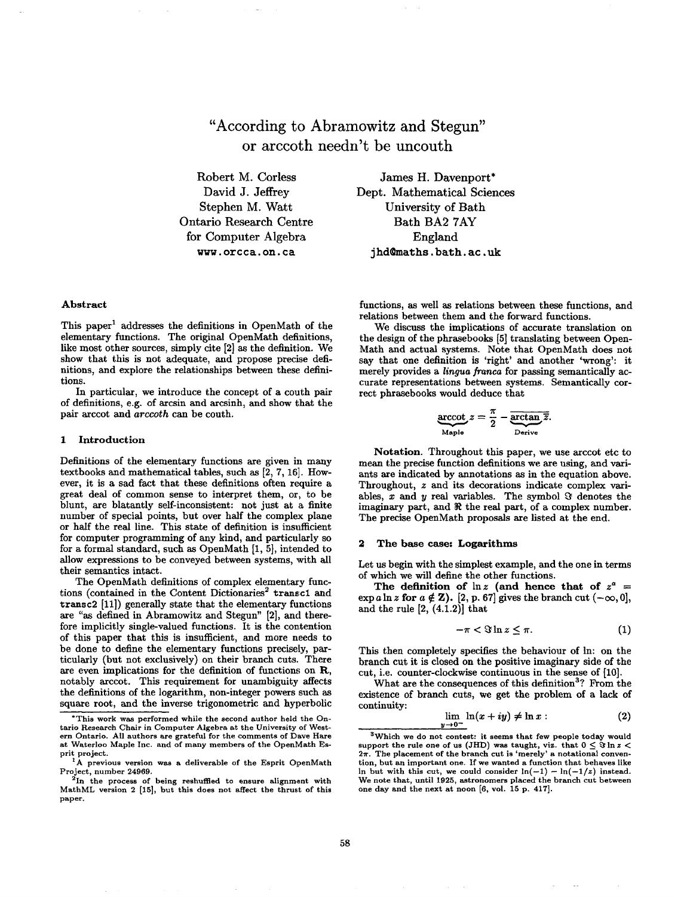# "According to Abramowitz and Stegun" or arccoth needn't be uncouth

Robert M. Corless
David J. Jeffrey
Stephen M. Watt
Ontario Research Centre
for Computer Algebra
www.orcca.on.ca

James H. Davenport*
Dept. Mathematical Sciences
University of Bath
Bath BA2 7AY
England
jhd@maths.bath.ac.uk

### Abstract

This paper[1] addresses the definitions in OpenMath of the elementary functions. The original OpenMath definitions, like most other sources, simply cite [2] as the definition. We show that this is not adequate, and propose precise definitions, and explore the relationships between these definitions.

In particular, we introduce the concept of a couth pair of definitions, e.g. of arcsin and arcsinh, and show that the pair arccot and *arccoth* can be couth.

## 1 Introduction

Definitions of the elementary functions are given in many textbooks and mathematical tables, such as [2, 7, 16]. However, it is a sad fact that these definitions often require a great deal of common sense to interpret them, or, to be blunt, are blatantly self-inconsistent: not just at a finite number of special points, but over half the complex plane or half the real line. This state of definition is insufficient for computer programming of any kind, and particularly so for a formal standard, such as OpenMath [1, 5], intended to allow expressions to be conveyed between systems, with all their semantics intact.

The OpenMath definitions of complex elementary functions (contained in the Content Dictionaries[2] transc1 and transc2 [11]) generally state that the elementary functions are "as defined in Abramowitz and Stegun" [2], and therefore implicitly single-valued functions. It is the contention of this paper that this is insufficient, and more needs to be done to define the elementary functions precisely, particularly (but not exclusively) on their branch cuts. There are even implications for the definition of functions on **R**, notably arccot. This requirement for unambiguity affects the definitions of the logarithm, non-integer powers such as square root, and the inverse trigonometric and hyperbolic functions, as well as relations between these functions, and relations between them and the forward functions.

We discuss the implications of accurate translation on the design of the phrasebooks [5] translating between OpenMath and actual systems. Note that OpenMath does not say that one definition is 'right' and another 'wrong': it merely provides a *lingua franca* for passing semantically accurate representations between systems. Semantically correct phrasebooks would deduce that

$$\underbrace{\operatorname{arccot}}_{\text{Maple}} z = \frac{\pi}{2} - \overline{\underbrace{\arctan}_{\text{Derive}} \overline{z}}.$$

**Notation.** Throughout this paper, we use arccot etc to mean the precise function definitions we are using, and variants are indicated by annotations as in the equation above. Throughout, $z$ and its decorations indicate complex variables, $x$ and $y$ real variables. The symbol $\Im$ denotes the imaginary part, and $\Re$ the real part, of a complex number. The precise OpenMath proposals are listed at the end.

## 2 The base case: Logarithms

Let us begin with the simplest example, and the one in terms of which we will define the other functions.

**The definition of $\ln z$ (and hence that of $z^a = \exp a \ln z$ for $a \notin \mathbf{Z}$).** [2, p. 67] gives the branch cut $(-\infty, 0]$, and the rule [2, (4.1.2)] that

$$-\pi < \Im \ln z \leq \pi. \tag{1}$$

This then completely specifies the behaviour of ln: on the branch cut it is closed on the positive imaginary side of the cut, i.e. counter-clockwise continuous in the sense of [10].

What are the consequences of this definition[3]? From the existence of branch cuts, we get the problem of a lack of continuity:

$$\lim_{y \to 0^-} \ln(x + iy) \neq \ln x: \tag{2}$$

---

*This work was performed while the second author held the Ontario Research Chair in Computer Algebra at the University of Western Ontario. All authors are grateful for the comments of Dave Hare at Waterloo Maple Inc. and of many members of the OpenMath Esprit project.

[1] A previous version was a deliverable of the Esprit OpenMath Project, number 24969.

[2] In the process of being reshuffled to ensure alignment with MathML version 2 [15], but this does not affect the thrust of this paper.

[3] Which we do not contest: it seems that few people today would support the rule one of us (JHD) was taught, viz. that $0 \leq \Im \ln z < 2\pi$. The placement of the branch cut is 'merely' a notational convention, but an important one. If we wanted a function that behaves like ln but with this cut, we could consider $\ln(-1) - \ln(-1/z)$ instead. We note that, until 1925, astronomers placed the branch cut between one day and the next at noon [6, vol. 15 p. 417].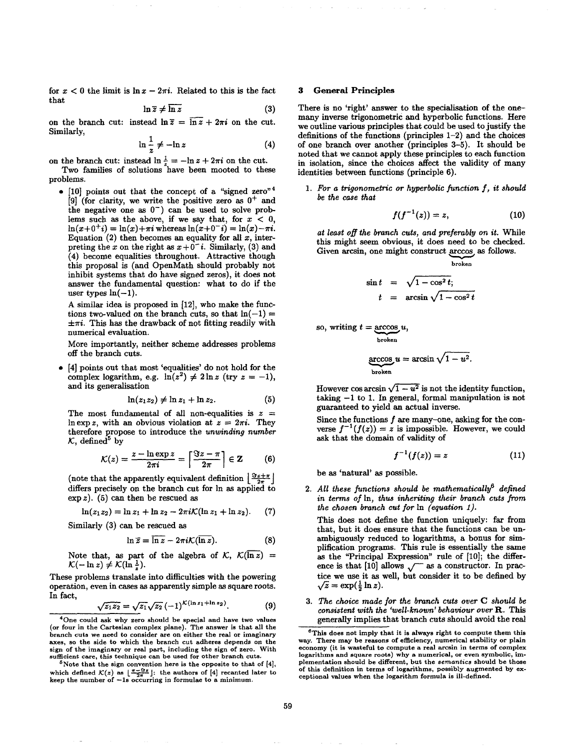for $x < 0$ the limit is $\ln x - 2\pi i$. Related to this is the fact that

$$\ln \overline{z} \neq \overline{\ln z} \tag{3}$$

on the branch cut: instead $\ln \overline{z} = \overline{\ln z} + 2\pi i$ on the cut. Similarly,

$$\ln \frac{1}{z} \neq -\ln z \tag{4}$$

on the branch cut: instead $\ln \frac{1}{z} = -\ln z + 2\pi i$ on the cut.

Two families of solutions have been mooted to these problems.

- [10] points out that the concept of a "signed zero"[4] [9] (for clarity, we write the positive zero as $0^+$ and the negative one as $0^-$) can be used to solve problems such as the above, if we say that, for $x < 0$, $\ln(x+0^+ i) = \ln(x)+\pi i$ whereas $\ln(x+0^- i) = \ln(x)-\pi i$. Equation (2) then becomes an equality for all $x$, interpreting the $x$ on the right as $x+0^- i$. Similarly, (3) and (4) become equalities throughout. Attractive though this proposal is (and OpenMath should probably not inhibit systems that do have signed zeros), it does not answer the fundamental question: what to do if the user types $\ln(-1)$.

  A similar idea is proposed in [12], who make the functions two-valued on the branch cuts, so that $\ln(-1) = \pm\pi i$. This has the drawback of not fitting readily with numerical evaluation.

  More importantly, neither scheme addresses problems off the branch cuts.

- [4] points out that most 'equalities' do not hold for the complex logarithm, e.g. $\ln(z^2) \neq 2\ln z$ (try $z = -1$), and its generalisation

  $$\ln(z_1 z_2) \neq \ln z_1 + \ln z_2. \tag{5}$$

  The most fundamental of all non-equalities is $z = \ln \exp z$, with an obvious violation at $z = 2\pi i$. They therefore propose to introduce the *unwinding number* $\mathcal{K}$, defined[5] by

  $$\mathcal{K}(z) = \frac{z - \ln \exp z}{2\pi i} = \left\lceil \frac{\Im z - \pi}{2\pi} \right\rceil \in \mathbf{Z} \tag{6}$$

  (note that the apparently equivalent definition $\left\lfloor \frac{\Im z + \pi}{2\pi} \right\rfloor$ differs precisely on the branch cut for ln as applied to $\exp z$). (5) can then be rescued as

  $$\ln(z_1 z_2) = \ln z_1 + \ln z_2 - 2\pi i \mathcal{K}(\ln z_1 + \ln z_2). \tag{7}$$

  Similarly (3) can be rescued as

  $$\ln \overline{z} = \overline{\ln z} - 2\pi i \mathcal{K}(\overline{\ln z}). \tag{8}$$

  Note that, as part of the algebra of $\mathcal{K}$, $\mathcal{K}(\overline{\ln z}) = \mathcal{K}(-\ln z) \neq \mathcal{K}(\ln \frac{1}{z})$.

These problems translate into difficulties with the powering operation, even in cases as apparently simple as square roots. In fact,

$$\sqrt{z_1 z_2} = \sqrt{z_1}\sqrt{z_2}\,(-1)^{\mathcal{K}(\ln z_1 + \ln z_2)}. \tag{9}$$

[4] One could ask why zero should be special and have two values (or four in the Cartesian complex plane). The answer is that all the branch cuts we need to consider are on either the real or imaginary axes, so the side to which the branch cut adheres depends on the sign of the imaginary or real part, including the sign of zero. With sufficient care, this technique can be used for other branch cuts.

[5] Note that the sign convention here is the opposite to that of [4], which defined $\mathcal{K}(z)$ as $\left\lfloor \frac{\pi - \Im z}{2\pi} \right\rfloor$: the authors of [4] recanted later to keep the number of $-1$s occurring in formulae to a minimum.

## 3 General Principles

There is no 'right' answer to the specialisation of the one-many inverse trigonometric and hyperbolic functions. Here we outline various principles that could be used to justify the definitions of the functions (principles 1–2) and the choices of one branch over another (principles 3–5). It should be noted that we cannot apply these principles to each function in isolation, since the choices affect the validity of many identities between functions (principle 6).

1. *For a trigonometric or hyperbolic function $f$, it should be the case that*

   $$f(f^{-1}(z)) = z, \tag{10}$$

   *at least off the branch cuts, and preferably on it.* While this might seem obvious, it does need to be checked. Given arcsin, one might construct $\underbrace{\arccos}_{\text{broken}}$ as follows.

   $$\begin{aligned} \sin t &= \sqrt{1 - \cos^2 t}; \\ t &= \arcsin \sqrt{1 - \cos^2 t} \end{aligned}$$

   so, writing $t = \underbrace{\arccos}_{\text{broken}} u$,

   $$\underbrace{\arccos}_{\text{broken}} u = \arcsin \sqrt{1 - u^2}.$$

   However $\cos \arcsin \sqrt{1 - u^2}$ is not the identity function, taking $-1$ to 1. In general, formal manipulation is not guaranteed to yield an actual inverse.

   Since the functions $f$ are many–one, asking for the converse $f^{-1}(f(z)) = z$ is impossible. However, we could ask that the domain of validity of

   $$f^{-1}(f(z)) = z \tag{11}$$

   be as 'natural' as possible.

2. *All these functions should be mathematically[6] defined in terms of* ln, *thus inheriting their branch cuts from the chosen branch cut for* ln *(equation 1).*

   This does not define the function uniquely: far from that, but it does ensure that the functions can be unambiguously reduced to logarithms, a bonus for simplification programs. This rule is essentially the same as the "Principal Expression" rule of [10]; the difference is that [10] allows $\sqrt{\phantom{x}}$ as a constructor. In practice we use it as well, but consider it to be defined by $\sqrt{z} = \exp(\frac{1}{2} \ln z)$.

3. *The choice made for the branch cuts over* $\mathbf{C}$ *should be consistent with the 'well-known' behaviour over* $\mathbf{R}$. This generally implies that branch cuts should avoid the real

[6] This does not imply that it is always right to compute them this way. There may be reasons of efficiency, numerical stability or plain economy (it is wasteful to compute a real arcsin in terms of complex logarithms and square roots) why a numerical, or even symbolic, implementation should be different, but the *semantics* should be those of this definition in terms of logarithms, possibly augmented by exceptional values when the logarithm formula is ill-defined.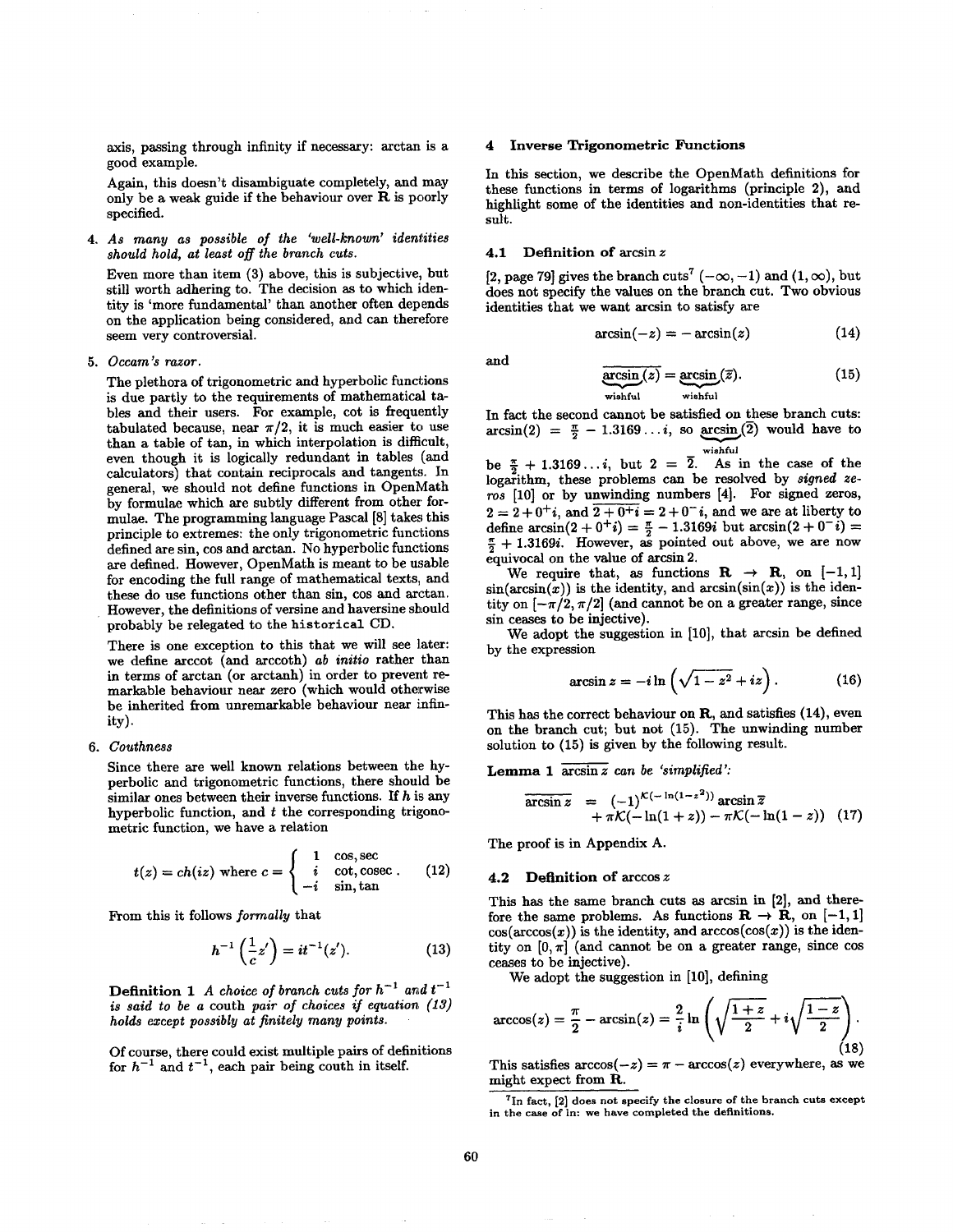axis, passing through infinity if necessary: arctan is a good example.

Again, this doesn't disambiguate completely, and may only be a weak guide if the behaviour over $\mathbf{R}$ is poorly specified.

4. *As many as possible of the 'well-known' identities should hold, at least off the branch cuts.*

   Even more than item (3) above, this is subjective, but still worth adhering to. The decision as to which identity is 'more fundamental' than another often depends on the application being considered, and can therefore seem very controversial.

5. *Occam's razor.*

   The plethora of trigonometric and hyperbolic functions is due partly to the requirements of mathematical tables and their users. For example, cot is frequently tabulated because, near $\pi/2$, it is much easier to use than a table of tan, in which interpolation is difficult, even though it is logically redundant in tables (and calculators) that contain reciprocals and tangents. In general, we should not define functions in OpenMath by formulae which are subtly different from other formulae. The programming language Pascal [8] takes this principle to extremes: the only trigonometric functions defined are sin, cos and arctan. No hyperbolic functions are defined. However, OpenMath is meant to be usable for encoding the full range of mathematical texts, and these do use functions other than sin, cos and arctan. However, the definitions of versine and haversine should probably be relegated to the `historical` CD.

   There is one exception to this that we will see later: we define arccot (and arccoth) *ab initio* rather than in terms of arctan (or arctanh) in order to prevent remarkable behaviour near zero (which would otherwise be inherited from unremarkable behaviour near infinity).

6. *Couthness*

   Since there are well known relations between the hyperbolic and trigonometric functions, there should be similar ones between their inverse functions. If $h$ is any hyperbolic function, and $t$ the corresponding trigonometric function, we have a relation

$$t(z) = ch(iz) \text{ where } c = \begin{cases} 1 & \cos, \sec \\ i & \cot, \operatorname{cosec} \\ -i & \sin, \tan \end{cases}. \tag{12}$$

From this it follows *formally* that

$$h^{-1}\left(\frac{1}{c}z'\right) = it^{-1}(z'). \tag{13}$$

**Definition 1** *A choice of branch cuts for $h^{-1}$ and $t^{-1}$ is said to be a* couth *pair of choices if equation (13) holds except possibly at finitely many points.*

Of course, there could exist multiple pairs of definitions for $h^{-1}$ and $t^{-1}$, each pair being couth in itself.

## 4 Inverse Trigonometric Functions

In this section, we describe the OpenMath definitions for these functions in terms of logarithms (principle 2), and highlight some of the identities and non-identities that result.

### 4.1 Definition of $\arcsin z$

[2, page 79] gives the branch cuts[7] $(-\infty, -1)$ and $(1, \infty)$, but does not specify the values on the branch cut. Two obvious identities that we want arcsin to satisfy are

$$\arcsin(-z) = -\arcsin(z) \tag{14}$$

and

$$\overline{\underbrace{\arcsin}_{\text{wishful}}(z)} = \underbrace{\arcsin}_{\text{wishful}}(\overline{z}). \tag{15}$$

In fact the second cannot be satisfied on these branch cuts: $\arcsin(2) = \frac{\pi}{2} - 1.3169\ldots i$, so $\underbrace{\arcsin}_{\text{wishful}}(\overline{2})$ would have to be $\frac{\pi}{2} + 1.3169\ldots i$, but $2 = \overline{2}$. As in the case of the logarithm, these problems can be resolved by *signed zeros* [10] or by unwinding numbers [4]. For signed zeros, $2 = 2 + 0^+i$, and $\overline{2 + 0^+i} = 2 + 0^-i$, and we are at liberty to define $\arcsin(2 + 0^+i) = \frac{\pi}{2} - 1.3169i$ but $\arcsin(2 + 0^-i) = \frac{\pi}{2} + 1.3169i$. However, as pointed out above, we are now equivocal on the value of $\arcsin 2$.

We require that, as functions $\mathbf{R} \to \mathbf{R}$, on $[-1, 1]$ $\sin(\arcsin(x))$ is the identity, and $\arcsin(\sin(x))$ is the identity on $[-\pi/2, \pi/2]$ (and cannot be on a greater range, since sin ceases to be injective).

We adopt the suggestion in [10], that arcsin be defined by the expression

$$\arcsin z = -i \ln\left(\sqrt{1 - z^2} + iz\right). \tag{16}$$

This has the correct behaviour on $\mathbf{R}$, and satisfies (14), even on the branch cut; but not (15). The unwinding number solution to (15) is given by the following result.

**Lemma 1** $\overline{\arcsin z}$ *can be 'simplified':*

$$\begin{aligned} \overline{\arcsin z} &= (-1)^{\mathcal{K}(-\ln(1-z^2))} \arcsin \overline{z} \\ &\quad + \pi\mathcal{K}(-\ln(1+z)) - \pi\mathcal{K}(-\ln(1-z)) \end{aligned} \tag{17}$$

The proof is in Appendix A.

### 4.2 Definition of $\arccos z$

This has the same branch cuts as arcsin in [2], and therefore the same problems. As functions $\mathbf{R} \to \mathbf{R}$, on $[-1, 1]$ $\cos(\arccos(x))$ is the identity, and $\arccos(\cos(x))$ is the identity on $[0, \pi]$ (and cannot be on a greater range, since cos ceases to be injective).

We adopt the suggestion in [10], defining

$$\arccos(z) = \frac{\pi}{2} - \arcsin(z) = \frac{2}{i} \ln\left(\sqrt{\frac{1+z}{2}} + i\sqrt{\frac{1-z}{2}}\right). \tag{18}$$

This satisfies $\arccos(-z) = \pi - \arccos(z)$ everywhere, as we might expect from $\mathbf{R}$.

[7] In fact, [2] does not specify the closure of the branch cuts except in the case of ln: we have completed the definitions.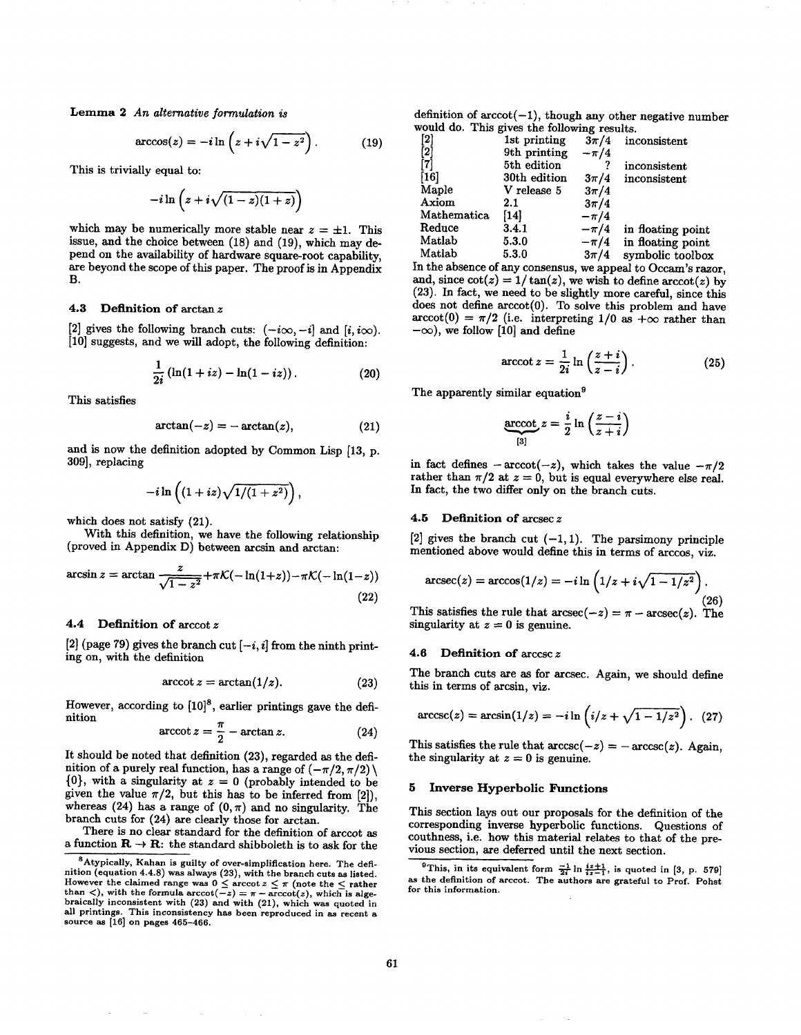**Lemma 2** *An alternative formulation is*

$$\arccos(z) = -i \ln\left(z + i\sqrt{1-z^2}\right). \tag{19}$$

This is trivially equal to:

$$-i \ln\left(z + i\sqrt{(1-z)(1+z)}\right)$$

which may be numerically more stable near $z = \pm 1$. This issue, and the choice between (18) and (19), which may depend on the availability of hardware square-root capability, are beyond the scope of this paper. The proof is in Appendix B.

### 4.3 Definition of arctan $z$

[2] gives the following branch cuts: $(-i\infty, -i]$ and $[i, i\infty)$. [10] suggests, and we will adopt, the following definition:

$$\frac{1}{2i}\left(\ln(1+iz) - \ln(1-iz)\right). \tag{20}$$

This satisfies

$$\arctan(-z) = -\arctan(z), \tag{21}$$

and is now the definition adopted by Common Lisp [13, p. 309], replacing

$$-i \ln\left((1+iz)\sqrt{1/(1+z^2)}\right),$$

which does not satisfy (21).

With this definition, we have the following relationship (proved in Appendix D) between arcsin and arctan:

$$\arcsin z = \arctan\frac{z}{\sqrt{1-z^2}} + \pi\mathcal{K}(-\ln(1+z)) - \pi\mathcal{K}(-\ln(1-z)) \tag{22}$$

### 4.4 Definition of arccot $z$

[2] (page 79) gives the branch cut $[-i, i]$ from the ninth printing on, with the definition

$$\operatorname{arccot} z = \arctan(1/z). \tag{23}$$

However, according to [10][8], earlier printings gave the definition

$$\operatorname{arccot} z = \frac{\pi}{2} - \arctan z. \tag{24}$$

It should be noted that definition (23), regarded as the definition of a purely real function, has a range of $(-\pi/2, \pi/2) \setminus \{0\}$, with a singularity at $z = 0$ (probably intended to be given the value $\pi/2$, but this has to be inferred from [2]), whereas (24) has a range of $(0, \pi)$ and no singularity. The branch cuts for (24) are clearly those for arctan.

There is no clear standard for the definition of arccot as a function $\mathbf{R} \to \mathbf{R}$: the standard shibboleth is to ask for the definition of $\operatorname{arccot}(-1)$, though any other negative number would do. This gives the following results.

| | | | |
|---|---|---|---|
| [2] | 1st printing | $3\pi/4$ | inconsistent |
| [2] | 9th printing | $-\pi/4$ | |
| [7] | 5th edition | ? | inconsistent |
| [16] | 30th edition | $3\pi/4$ | inconsistent |
| Maple | V release 5 | $3\pi/4$ | |
| Axiom | 2.1 | $3\pi/4$ | |
| Mathematica | [14] | $-\pi/4$ | |
| Reduce | 3.4.1 | $-\pi/4$ | in floating point |
| Matlab | 5.3.0 | $-\pi/4$ | in floating point |
| Matlab | 5.3.0 | $3\pi/4$ | symbolic toolbox |

In the absence of any consensus, we appeal to Occam's razor, and, since $\cot(z) = 1/\tan(z)$, we wish to define $\operatorname{arccot}(z)$ by (23). In fact, we need to be slightly more careful, since this does not define $\operatorname{arccot}(0)$. To solve this problem and have $\operatorname{arccot}(0) = \pi/2$ (i.e. interpreting $1/0$ as $+\infty$ rather than $-\infty$), we follow [10] and define

$$\operatorname{arccot} z = \frac{1}{2i}\ln\left(\frac{z+i}{z-i}\right). \tag{25}$$

The apparently similar equation[9]

$$\underbrace{\operatorname{arccot}}_{[3]} z = \frac{i}{2}\ln\left(\frac{z-i}{z+i}\right)$$

in fact defines $-\operatorname{arccot}(-z)$, which takes the value $-\pi/2$ rather than $\pi/2$ at $z = 0$, but is equal everywhere else real. In fact, the two differ only on the branch cuts.

### 4.5 Definition of arcsec $z$

[2] gives the branch cut $(-1, 1)$. The parsimony principle mentioned above would define this in terms of arccos, viz.

$$\operatorname{arcsec}(z) = \arccos(1/z) = -i\ln\left(1/z + i\sqrt{1 - 1/z^2}\right). \tag{26}$$

This satisfies the rule that $\operatorname{arcsec}(-z) = \pi - \operatorname{arcsec}(z)$. The singularity at $z = 0$ is genuine.

### 4.6 Definition of arccsc $z$

The branch cuts are as for arcsec. Again, we should define this in terms of arcsin, viz.

$$\operatorname{arccsc}(z) = \arcsin(1/z) = -i\ln\left(i/z + \sqrt{1 - 1/z^2}\right). \tag{27}$$

This satisfies the rule that $\operatorname{arccsc}(-z) = -\operatorname{arccsc}(z)$. Again, the singularity at $z = 0$ is genuine.

## 5 Inverse Hyperbolic Functions

This section lays out our proposals for the definition of the corresponding inverse hyperbolic functions. Questions of couthness, i.e. how this material relates to that of the previous section, are deferred until the next section.

---

[8] Atypically, Kahan is guilty of over-simplification here. The definition (equation 4.4.8) was always (23), with the branch cuts as listed. However the claimed range was $0 \le \operatorname{arccot} z \le \pi$ (note the $\le$ rather than $<$), with the formula $\operatorname{arccot}(-z) = \pi - \operatorname{arccot}(z)$, which is algebraically inconsistent with (23) and with (21), which was quoted in all printings. This inconsistency has been reproduced in as recent a source as [16] on pages 465–466.

[9] This, in its equivalent form $\frac{-1}{2i}\ln\frac{iz+1}{iz-1}$, is quoted in [3, p. 579] as the definition of arccot. The authors are grateful to Prof. Pohst for this information.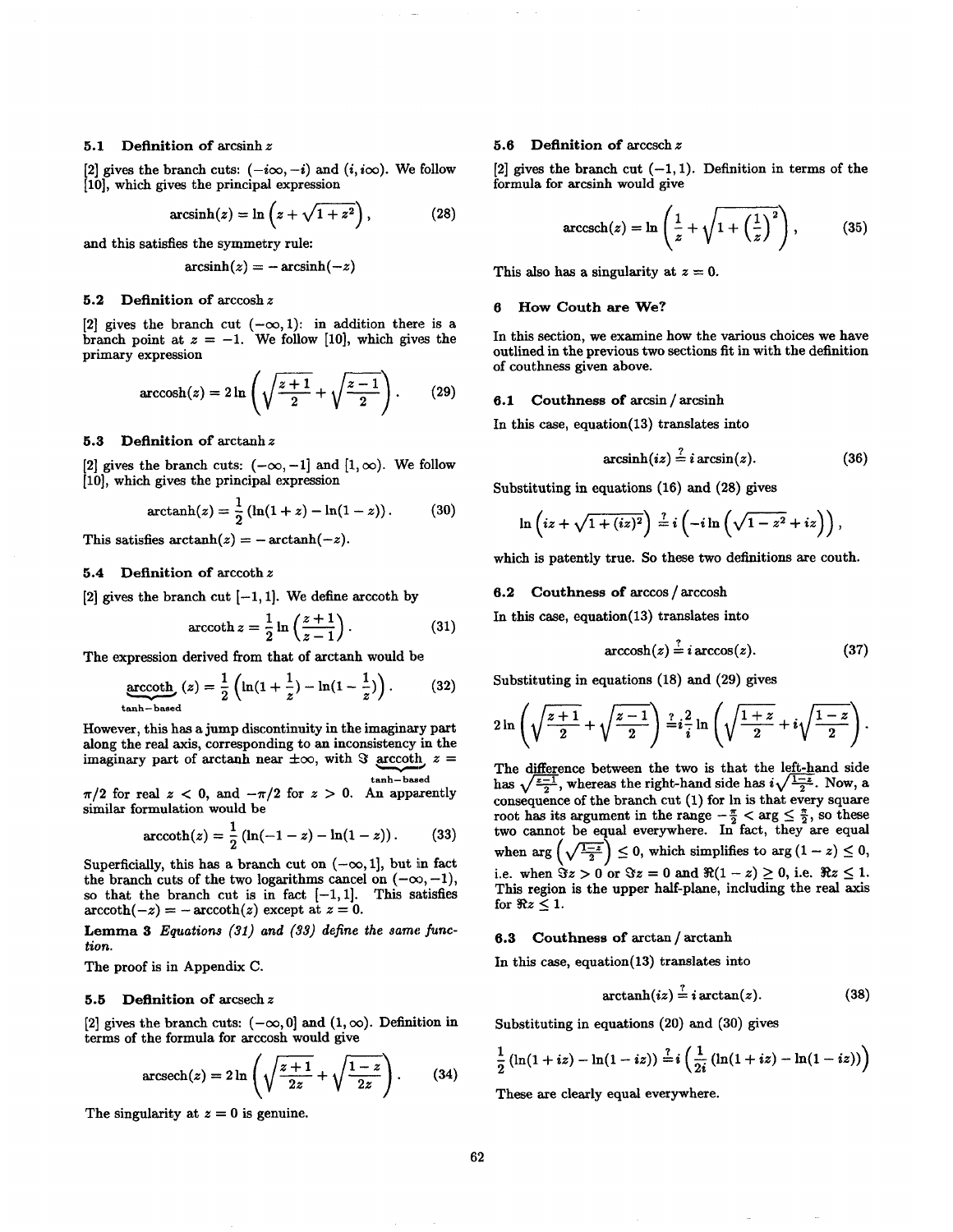### 5.1 Definition of arcsinh $z$

[2] gives the branch cuts: $(-i\infty, -i)$ and $(i, i\infty)$. We follow [10], which gives the principal expression

$$\operatorname{arcsinh}(z) = \ln\left(z + \sqrt{1+z^2}\right), \tag{28}$$

and this satisfies the symmetry rule:

$$\operatorname{arcsinh}(z) = -\operatorname{arcsinh}(-z)$$

### 5.2 Definition of arccosh $z$

[2] gives the branch cut $(-\infty, 1)$: in addition there is a branch point at $z = -1$. We follow [10], which gives the primary expression

$$\operatorname{arccosh}(z) = 2\ln\left(\sqrt{\frac{z+1}{2}} + \sqrt{\frac{z-1}{2}}\right). \tag{29}$$

### 5.3 Definition of arctanh $z$

[2] gives the branch cuts: $(-\infty, -1]$ and $[1, \infty)$. We follow [10], which gives the principal expression

$$\operatorname{arctanh}(z) = \frac{1}{2}\left(\ln(1+z) - \ln(1-z)\right). \tag{30}$$

This satisfies $\operatorname{arctanh}(z) = -\operatorname{arctanh}(-z)$.

### 5.4 Definition of arccoth $z$

[2] gives the branch cut $[-1, 1]$. We define arccoth by

$$\operatorname{arccoth} z = \frac{1}{2}\ln\left(\frac{z+1}{z-1}\right). \tag{31}$$

The expression derived from that of arctanh would be

$$\underbrace{\operatorname{arccoth}}_{\text{tanh-based}}(z) = \frac{1}{2}\left(\ln(1+\frac{1}{z}) - \ln(1-\frac{1}{z})\right). \tag{32}$$

However, this has a jump discontinuity in the imaginary part along the real axis, corresponding to an inconsistency in the imaginary part of arctanh near $\pm\infty$, with $\Im \underbrace{\operatorname{arccoth}}_{\text{tanh-based}} z = \pi/2$ for real $z < 0$, and $-\pi/2$ for $z > 0$. An apparently similar formulation would be

$$\operatorname{arccoth}(z) = \frac{1}{2}\left(\ln(-1-z) - \ln(1-z)\right). \tag{33}$$

Superficially, this has a branch cut on $(-\infty, 1]$, but in fact the branch cuts of the two logarithms cancel on $(-\infty, -1)$, so that the branch cut is in fact $[-1, 1]$. This satisfies $\operatorname{arccoth}(-z) = -\operatorname{arccoth}(z)$ except at $z = 0$.

**Lemma 3** *Equations (31) and (33) define the same function.*

The proof is in Appendix C.

### 5.5 Definition of arcsech $z$

[2] gives the branch cuts: $(-\infty, 0]$ and $(1, \infty)$. Definition in terms of the formula for arccosh would give

$$\operatorname{arcsech}(z) = 2\ln\left(\sqrt{\frac{z+1}{2z}} + \sqrt{\frac{1-z}{2z}}\right). \tag{34}$$

The singularity at $z = 0$ is genuine.

### 5.6 Definition of arccsch $z$

[2] gives the branch cut $(-1, 1)$. Definition in terms of the formula for arcsinh would give

$$\operatorname{arccsch}(z) = \ln\left(\frac{1}{z} + \sqrt{1+\left(\frac{1}{z}\right)^2}\right), \tag{35}$$

This also has a singularity at $z = 0$.

## 6 How Couth are We?

In this section, we examine how the various choices we have outlined in the previous two sections fit in with the definition of couthness given above.

### 6.1 Couthness of arcsin / arcsinh

In this case, equation(13) translates into

$$\operatorname{arcsinh}(iz) \stackrel{?}{=} i\arcsin(z). \tag{36}$$

Substituting in equations (16) and (28) gives

$$\ln\left(iz + \sqrt{1+(iz)^2}\right) \stackrel{?}{=} i\left(-i\ln\left(\sqrt{1-z^2} + iz\right)\right),$$

which is patently true. So these two definitions are couth.

### 6.2 Couthness of arccos / arccosh

In this case, equation(13) translates into

$$\operatorname{arccosh}(z) \stackrel{?}{=} i\arccos(z). \tag{37}$$

Substituting in equations (18) and (29) gives

$$2\ln\left(\sqrt{\frac{z+1}{2}} + \sqrt{\frac{z-1}{2}}\right) \stackrel{?}{=} i\frac{2}{i}\ln\left(\sqrt{\frac{1+z}{2}} + i\sqrt{\frac{1-z}{2}}\right).$$

The difference between the two is that the left-hand side has $\sqrt{\frac{z-1}{2}}$, whereas the right-hand side has $i\sqrt{\frac{1-z}{2}}$. Now, a consequence of the branch cut (1) for ln is that every square root has its argument in the range $-\frac{\pi}{2} < \arg \leq \frac{\pi}{2}$, so these two cannot be equal everywhere. In fact, they are equal when $\arg\left(\sqrt{\frac{1-z}{2}}\right) \leq 0$, which simplifies to $\arg(1-z) \leq 0$, i.e. when $\Im z > 0$ or $\Im z = 0$ and $\Re(1-z) \geq 0$, i.e. $\Re z \leq 1$. This region is the upper half-plane, including the real axis for $\Re z \leq 1$.

### 6.3 Couthness of arctan / arctanh

In this case, equation(13) translates into

$$\operatorname{arctanh}(iz) \stackrel{?}{=} i\arctan(z). \tag{38}$$

Substituting in equations (20) and (30) gives

$$\frac{1}{2}\left(\ln(1+iz) - \ln(1-iz)\right) \stackrel{?}{=} i\left(\frac{1}{2i}\left(\ln(1+iz) - \ln(1-iz)\right)\right)$$

These are clearly equal everywhere.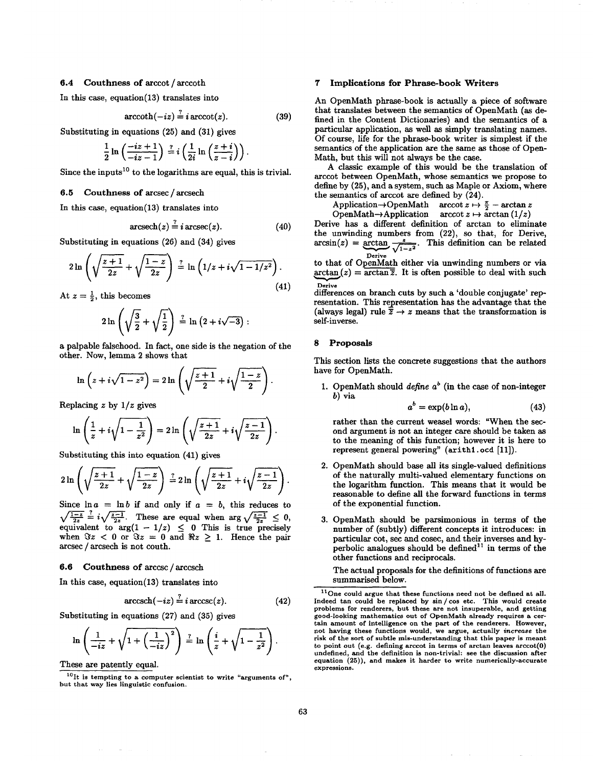### 6.4 Couthness of arccot / arccoth

In this case, equation(13) translates into

$$\operatorname{arccoth}(-iz) \stackrel{?}{=} i \operatorname{arccot}(z). \tag{39}$$

Substituting in equations (25) and (31) gives

$$\frac{1}{2}\ln\left(\frac{-iz+1}{-iz-1}\right) \stackrel{?}{=} i\left(\frac{1}{2i}\ln\left(\frac{z+i}{z-i}\right)\right).$$

Since the inputs[10] to the logarithms are equal, this is trivial.

### 6.5 Couthness of arcsec / arcsech

In this case, equation(13) translates into

$$\operatorname{arcsech}(z) \stackrel{?}{=} i \operatorname{arcsec}(z). \tag{40}$$

Substituting in equations (26) and (34) gives

$$2\ln\left(\sqrt{\frac{z+1}{2z}} + \sqrt{\frac{1-z}{2z}}\right) \stackrel{?}{=} \ln\left(1/z + i\sqrt{1-1/z^2}\right). \tag{41}$$

At $z = \frac{1}{2}$, this becomes

$$2\ln\left(\sqrt{\frac{3}{2}} + \sqrt{\frac{1}{2}}\right) \stackrel{?}{=} \ln\left(2 + i\sqrt{-3}\right):$$

a palpable falsehood. In fact, one side is the negation of the other. Now, lemma 2 shows that

$$\ln\left(z + i\sqrt{1-z^2}\right) = 2\ln\left(\sqrt{\frac{z+1}{2}} + i\sqrt{\frac{1-z}{2}}\right).$$

Replacing $z$ by $1/z$ gives

$$\ln\left(\frac{1}{z} + i\sqrt{1 - \frac{1}{z^2}}\right) = 2\ln\left(\sqrt{\frac{z+1}{2z}} + i\sqrt{\frac{z-1}{2z}}\right).$$

Substituting this into equation (41) gives

$$2\ln\left(\sqrt{\frac{z+1}{2z}} + \sqrt{\frac{1-z}{2z}}\right) \stackrel{?}{=} 2\ln\left(\sqrt{\frac{z+1}{2z}} + i\sqrt{\frac{z-1}{2z}}\right).$$

Since $\ln a = \ln b$ if and only if $a = b$, this reduces to $\sqrt{\frac{1-z}{2z}} \stackrel{?}{=} i\sqrt{\frac{z-1}{2z}}$. These are equal when $\arg\sqrt{\frac{z-1}{2z}} \leq 0$, equivalent to $\arg(1 - 1/z) \leq 0$ This is true precisely when $\Im z < 0$ or $\Im z = 0$ and $\Re z \geq 1$. Hence the pair arcsec / arcsech is not couth.

### 6.6 Couthness of arccsc / arccsch

In this case, equation(13) translates into

$$\operatorname{arccsch}(-iz) \stackrel{?}{=} i \operatorname{arccsc}(z). \tag{42}$$

Substituting in equations (27) and (35) gives

$$\ln\left(\frac{1}{-iz} + \sqrt{1 + \left(\frac{1}{-iz}\right)^2}\right) \stackrel{?}{=} \ln\left(\frac{i}{z} + \sqrt{1 - \frac{1}{z^2}}\right).$$

These are patently equal.

[10] It is tempting to a computer scientist to write "arguments of", but that way lies linguistic confusion.

## 7 Implications for Phrase-book Writers

An OpenMath phrase-book is actually a piece of software that translates between the semantics of OpenMath (as defined in the Content Dictionaries) and the semantics of a particular application, as well as simply translating names. Of course, life for the phrase-book writer is simplest if the semantics of the application are the same as those of OpenMath, but this will not always be the case.

A classic example of this would be the translation of arccot between OpenMath, whose semantics we propose to define by (25), and a system, such as Maple or Axiom, where the semantics of arccot are defined by (24).

Application→OpenMath $\quad \operatorname{arccot} z \mapsto \frac{\pi}{2} - \arctan z$

OpenMath→Application $\quad \operatorname{arccot} z \mapsto \arctan(1/z)$

Derive has a different definition of arctan to eliminate the unwinding numbers from (22), so that, for Derive, $\arcsin(z) = \underbrace{\arctan}_{\text{Derive}} \frac{z}{\sqrt{1-z^2}}$. This definition can be related to that of OpenMath either via unwinding numbers or via $\underbrace{\arctan}_{\text{Derive}}(z) = \overline{\arctan \overline{z}}$. It is often possible to deal with such differences on branch cuts by such a 'double conjugate' representation. This representation has the advantage that the (always legal) rule $\overline{\overline{z}} \to z$ means that the transformation is self-inverse.

## 8 Proposals

This section lists the concrete suggestions that the authors have for OpenMath.

1. OpenMath should *define* $a^b$ (in the case of non-integer $b$) via
$$a^b = \exp(b \ln a), \tag{43}$$
rather than the current weasel words: "When the second argument is not an integer care should be taken as to the meaning of this function; however it is here to represent general powering" (`arith1.ocd` [11]).

2. OpenMath should base all its single-valued definitions of the naturally multi-valued elementary functions on the logarithm function. This means that it would be reasonable to define all the forward functions in terms of the exponential function.

3. OpenMath should be parsimonious in terms of the number of (subtly) different concepts it introduces: in particular cot, sec and cosec, and their inverses and hyperbolic analogues should be defined[11] in terms of the other functions and reciprocals.

   The actual proposals for the definitions of functions are summarised below.

[11] One could argue that these functions need not be defined at all. Indeed tan could be replaced by sin / cos etc. This would create problems for renderers, but these are not insuperable, and getting good-looking mathematics out of OpenMath already requires a certain amount of intelligence on the part of the renderers. However, not having these functions would, we argue, actually *increase* the risk of the sort of subtle mis-understanding that this paper is meant to point out (e.g. defining arccot in terms of arctan leaves arccot(0) undefined, and the definition is non-trivial: see the discussion after equation (25)), and makes it harder to write numerically-accurate expressions.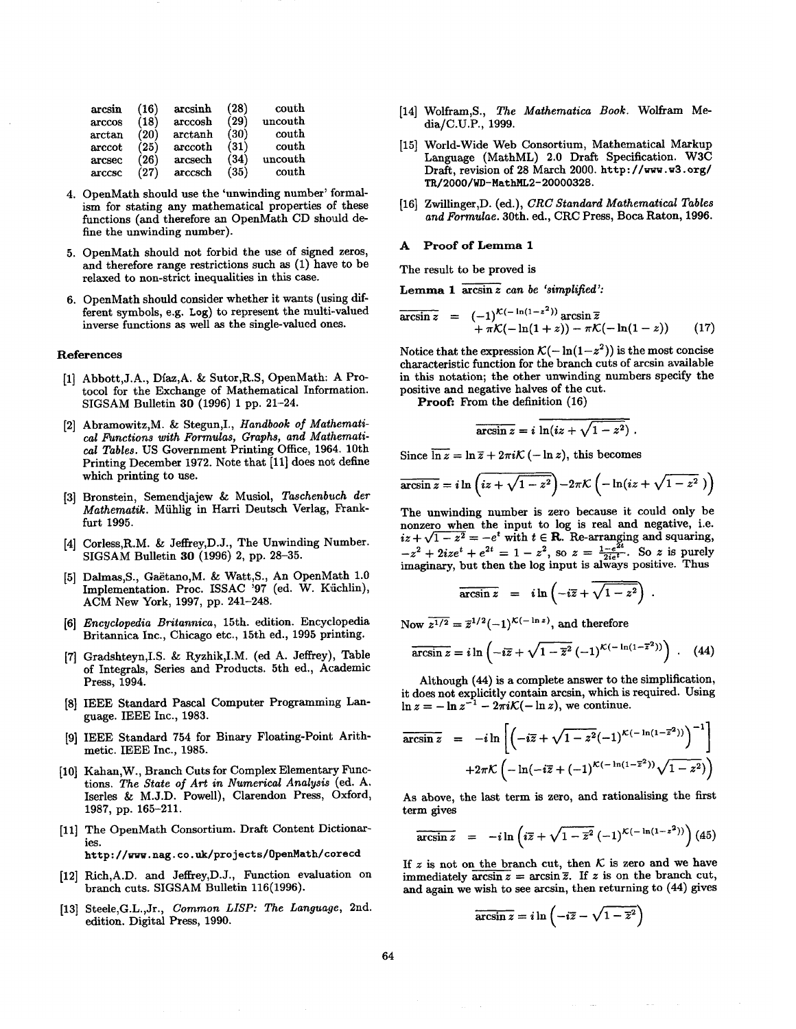| | | | | |
|---|---|---|---|---|
| arcsin | (16) | arcsinh | (28) | couth |
| arccos | (18) | arccosh | (29) | uncouth |
| arctan | (20) | arctanh | (30) | couth |
| arccot | (25) | arccoth | (31) | couth |
| arcsec | (26) | arcsech | (34) | uncouth |
| arccsc | (27) | arccsch | (35) | couth |

4. OpenMath should use the 'unwinding number' formalism for stating any mathematical properties of these functions (and therefore an OpenMath CD should define the unwinding number).

5. OpenMath should not forbid the use of signed zeros, and therefore range restrictions such as (1) have to be relaxed to non-strict inequalities in this case.

6. OpenMath should consider whether it wants (using different symbols, e.g. Log) to represent the multi-valued inverse functions as well as the single-valued ones.

## References

[1] Abbott,J.A., Díaz,A. & Sutor,R.S, OpenMath: A Protocol for the Exchange of Mathematical Information. SIGSAM Bulletin **30** (1996) 1 pp. 21–24.

[2] Abramowitz,M. & Stegun,I., *Handbook of Mathematical Functions with Formulas, Graphs, and Mathematical Tables*. US Government Printing Office, 1964. 10th Printing December 1972. Note that [11] does not define which printing to use.

[3] Bronstein, Semendjajew & Musiol, *Taschenbuch der Mathematik*. Mühlig in Harri Deutsch Verlag, Frankfurt 1995.

[4] Corless,R.M. & Jeffrey,D.J., The Unwinding Number. SIGSAM Bulletin **30** (1996) 2, pp. 28–35.

[5] Dalmas,S., Gaëtano,M. & Watt,S., An OpenMath 1.0 Implementation. Proc. ISSAC '97 (ed. W. Küchlin), ACM New York, 1997, pp. 241–248.

[6] *Encyclopedia Britannica*, 15th. edition. Encyclopedia Britannica Inc., Chicago etc., 15th ed., 1995 printing.

[7] Gradshteyn,I.S. & Ryzhik,I.M. (ed A. Jeffrey), Table of Integrals, Series and Products. 5th ed., Academic Press, 1994.

[8] IEEE Standard Pascal Computer Programming Language. IEEE Inc., 1983.

[9] IEEE Standard 754 for Binary Floating-Point Arithmetic. IEEE Inc., 1985.

[10] Kahan,W., Branch Cuts for Complex Elementary Functions. *The State of Art in Numerical Analysis* (ed. A. Iserles & M.J.D. Powell), Clarendon Press, Oxford, 1987, pp. 165–211.

[11] The OpenMath Consortium. Draft Content Dictionaries. `http://www.nag.co.uk/projects/OpenMath/corecd`

[12] Rich,A.D. and Jeffrey,D.J., Function evaluation on branch cuts. SIGSAM Bulletin 116(1996).

[13] Steele,G.L.,Jr., *Common LISP: The Language*, 2nd. edition. Digital Press, 1990.

[14] Wolfram,S., *The Mathematica Book*. Wolfram Media/C.U.P., 1999.

[15] World-Wide Web Consortium, Mathematical Markup Language (MathML) 2.0 Draft Specification. W3C Draft, revision of 28 March 2000. `http://www.w3.org/TR/2000/WD-MathML2-20000328`.

[16] Zwillinger,D. (ed.), *CRC Standard Mathematical Tables and Formulae*. 30th. ed., CRC Press, Boca Raton, 1996.

## A Proof of Lemma 1

The result to be proved is

**Lemma 1** $\overline{\arcsin z}$ *can be 'simplified':*

$$\overline{\arcsin z} = (-1)^{\mathcal{K}(-\ln(1-z^2))} \arcsin \overline{z} + \pi\mathcal{K}(-\ln(1+z)) - \pi\mathcal{K}(-\ln(1-z)) \tag{17}$$

Notice that the expression $\mathcal{K}(-\ln(1-z^2))$ is the most concise characteristic function for the branch cuts of arcsin available in this notation; the other unwinding numbers specify the positive and negative halves of the cut.

**Proof:** From the definition (16)

$$\overline{\arcsin z} = \overline{i \ln(iz + \sqrt{1-z^2})}\,.$$

Since $\overline{\ln z} = \ln \overline{z} + 2\pi i \mathcal{K}(-\ln z)$, this becomes

$$\overline{\arcsin z} = i \ln\left(\overline{iz + \sqrt{1-z^2}}\right) - 2\pi\mathcal{K}\left(-\ln(iz + \sqrt{1-z^2}\,)\right)$$

The unwinding number is zero because it could only be nonzero when the input to log is real and negative, i.e. $iz + \sqrt{1-z^2} = -e^t$ with $t \in \mathbf{R}$. Re-arranging and squaring, $-z^2 + 2ize^t + e^{2t} = 1 - z^2$, so $z = \frac{1-e^{2t}}{2ie^t}$. So $z$ is purely imaginary, but then the log input is always positive. Thus

$$\overline{\arcsin z} = i \ln\left(-i\overline{z} + \overline{\sqrt{1-z^2}}\right)\,.$$

Now $\overline{z^{1/2}} = \overline{z}^{1/2}(-1)^{\mathcal{K}(-\ln z)}$, and therefore

$$\overline{\arcsin z} = i \ln\left(-i\overline{z} + \sqrt{1-\overline{z}^2}\,(-1)^{\mathcal{K}(-\ln(1-\overline{z}^2))}\right)\,. \tag{44}$$

Although (44) is a complete answer to the simplification, it does not explicitly contain arcsin, which is required. Using $\ln z = -\ln z^{-1} - 2\pi i\mathcal{K}(-\ln z)$, we continue.

$$\begin{aligned}\overline{\arcsin z} &= -i \ln\left[\left(-i\overline{z} + \sqrt{1-\overline{z}^2}(-1)^{\mathcal{K}(-\ln(1-\overline{z}^2))}\right)^{-1}\right] \\ &\quad + 2\pi\mathcal{K}\left(-\ln(-i\overline{z} + (-1)^{\mathcal{K}(-\ln(1-\overline{z}^2))}\sqrt{1-\overline{z}^2})\right)\end{aligned}$$

As above, the last term is zero, and rationalising the first term gives

$$\overline{\arcsin z} = -i \ln\left(i\overline{z} + \sqrt{1-\overline{z}^2}\,(-1)^{\mathcal{K}(-\ln(1-\overline{z}^2))}\right) \tag{45}$$

If $z$ is not on the branch cut, then $\mathcal{K}$ is zero and we have immediately $\overline{\arcsin z} = \arcsin \overline{z}$. If $z$ is on the branch cut, and again we wish to see arcsin, then returning to (44) gives

$$\overline{\arcsin z} = i \ln\left(-i\overline{z} - \sqrt{1-\overline{z}^2}\right)$$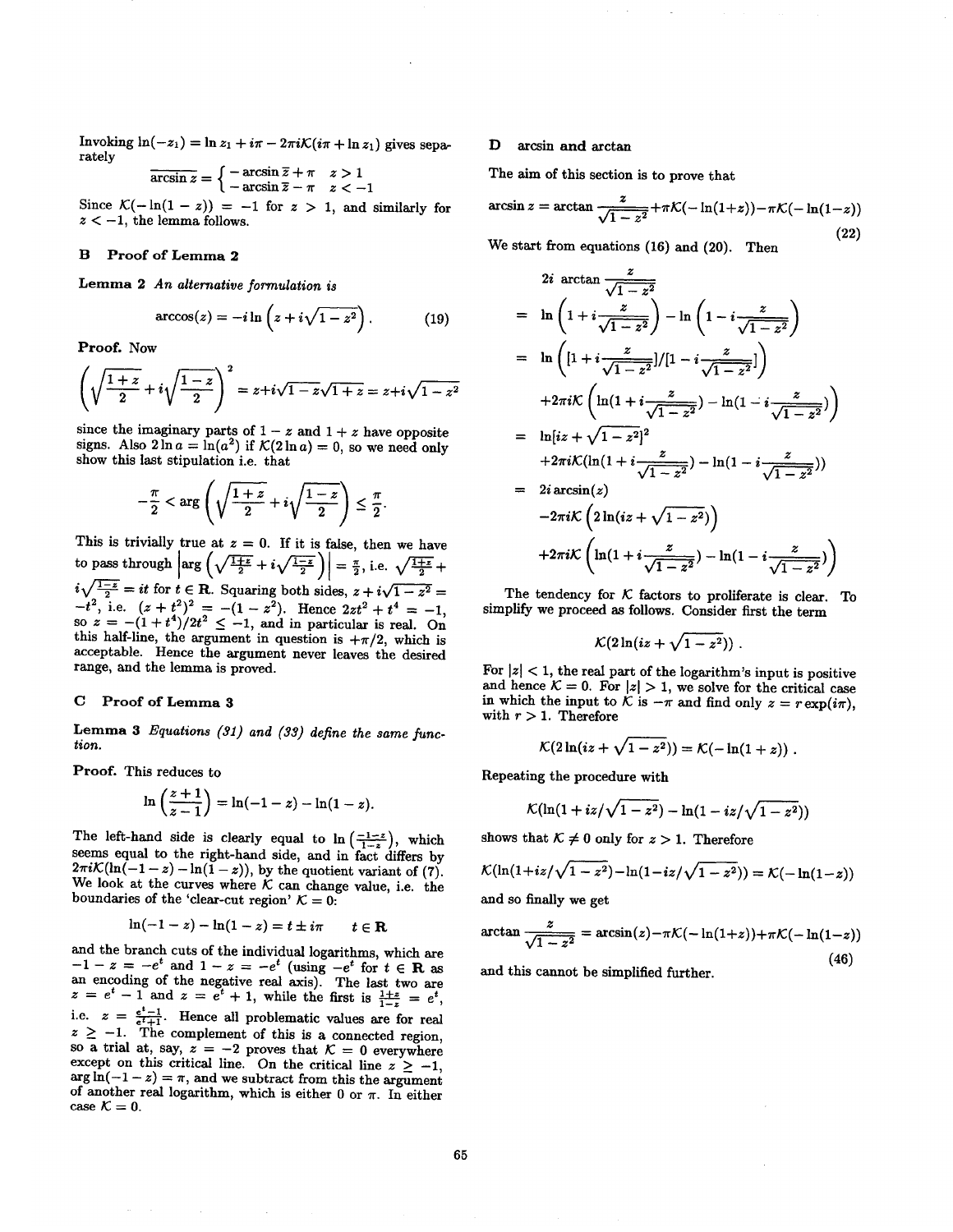Invoking $\ln(-z_1) = \ln z_1 + i\pi - 2\pi i\mathcal{K}(i\pi + \ln z_1)$ gives separately

$$\overline{\arcsin z} = \begin{cases} -\arcsin \overline{z} + \pi & z > 1 \\ -\arcsin \overline{z} - \pi & z < -1 \end{cases}$$

Since $\mathcal{K}(-\ln(1-z)) = -1$ for $z > 1$, and similarly for $z < -1$, the lemma follows.

## B Proof of Lemma 2

**Lemma 2** *An alternative formulation is*

$$\arccos(z) = -i\ln\left(z + i\sqrt{1-z^2}\right). \tag{19}$$

**Proof.** Now

$$\left(\sqrt{\frac{1+z}{2}} + i\sqrt{\frac{1-z}{2}}\right)^2 = z + i\sqrt{1-z}\sqrt{1+z} = z + i\sqrt{1-z^2}$$

since the imaginary parts of $1-z$ and $1+z$ have opposite signs. Also $2\ln a = \ln(a^2)$ if $\mathcal{K}(2\ln a) = 0$, so we need only show this last stipulation i.e. that

$$-\frac{\pi}{2} < \arg\left(\sqrt{\frac{1+z}{2}} + i\sqrt{\frac{1-z}{2}}\right) \le \frac{\pi}{2}.$$

This is trivially true at $z = 0$. If it is false, then we have to pass through $\left|\arg\left(\sqrt{\frac{1+z}{2}} + i\sqrt{\frac{1-z}{2}}\right)\right| = \frac{\pi}{2}$, i.e. $\sqrt{\frac{1+z}{2}} + i\sqrt{\frac{1-z}{2}} = it$ for $t \in \mathbf{R}$. Squaring both sides, $z + i\sqrt{1-z^2} = -t^2$, i.e. $(z+t^2)^2 = -(1-z^2)$. Hence $2zt^2 + t^4 = -1$, so $z = -(1+t^4)/2t^2 \le -1$, and in particular is real. On this half-line, the argument in question is $+\pi/2$, which is acceptable. Hence the argument never leaves the desired range, and the lemma is proved.

## C Proof of Lemma 3

**Lemma 3** *Equations (31) and (33) define the same function.*

**Proof.** This reduces to

$$\ln\left(\frac{z+1}{z-1}\right) = \ln(-1-z) - \ln(1-z).$$

The left-hand side is clearly equal to $\ln\left(\frac{-1-z}{1-z}\right)$, which seems equal to the right-hand side, and in fact differs by $2\pi i\mathcal{K}(\ln(-1-z) - \ln(1-z))$, by the quotient variant of (7). We look at the curves where $\mathcal{K}$ can change value, i.e. the boundaries of the 'clear-cut region' $\mathcal{K} = 0$:

$$\ln(-1-z) - \ln(1-z) = t \pm i\pi \qquad t \in \mathbf{R}$$

and the branch cuts of the individual logarithms, which are $-1-z = -e^t$ and $1-z = -e^t$ (using $-e^t$ for $t \in \mathbf{R}$ as an encoding of the negative real axis). The last two are $z = e^t - 1$ and $z = e^t + 1$, while the first is $\frac{1+z}{1-z} = e^t$, i.e. $z = \frac{e^t-1}{e^t+1}$. Hence all problematic values are for real $z \ge -1$. The complement of this is a connected region, so a trial at, say, $z = -2$ proves that $\mathcal{K} = 0$ everywhere except on this critical line. On the critical line $z \ge -1$, $\arg\ln(-1-z) = \pi$, and we subtract from this the argument of another real logarithm, which is either 0 or $\pi$. In either case $\mathcal{K} = 0$.

## D arcsin and arctan

The aim of this section is to prove that

$$\arcsin z = \arctan\frac{z}{\sqrt{1-z^2}} + \pi\mathcal{K}(-\ln(1+z)) - \pi\mathcal{K}(-\ln(1-z)) \tag{22}$$

We start from equations (16) and (20). Then

$$\begin{aligned}
& 2i\arctan\frac{z}{\sqrt{1-z^2}} \\
= {} & \ln\left(1 + i\frac{z}{\sqrt{1-z^2}}\right) - \ln\left(1 - i\frac{z}{\sqrt{1-z^2}}\right) \\
= {} & \ln\left([1 + i\frac{z}{\sqrt{1-z^2}}]/[1 - i\frac{z}{\sqrt{1-z^2}}]\right) \\
& + 2\pi i\mathcal{K}\left(\ln(1 + i\frac{z}{\sqrt{1-z^2}}) - \ln(1 - i\frac{z}{\sqrt{1-z^2}})\right) \\
= {} & \ln[iz + \sqrt{1-z^2}]^2 \\
& + 2\pi i\mathcal{K}(\ln(1 + i\frac{z}{\sqrt{1-z^2}}) - \ln(1 - i\frac{z}{\sqrt{1-z^2}})) \\
= {} & 2i\arcsin(z) \\
& - 2\pi i\mathcal{K}\left(2\ln(iz + \sqrt{1-z^2})\right) \\
& + 2\pi i\mathcal{K}\left(\ln(1 + i\frac{z}{\sqrt{1-z^2}}) - \ln(1 - i\frac{z}{\sqrt{1-z^2}})\right)
\end{aligned}$$

The tendency for $\mathcal{K}$ factors to proliferate is clear. To simplify we proceed as follows. Consider first the term

$$\mathcal{K}(2\ln(iz + \sqrt{1-z^2})).$$

For $|z| < 1$, the real part of the logarithm's input is positive and hence $\mathcal{K} = 0$. For $|z| > 1$, we solve for the critical case in which the input to $\mathcal{K}$ is $-\pi$ and find only $z = r\exp(i\pi)$, with $r > 1$. Therefore

$$\mathcal{K}(2\ln(iz + \sqrt{1-z^2})) = \mathcal{K}(-\ln(1+z)).$$

Repeating the procedure with

$$\mathcal{K}(\ln(1 + iz/\sqrt{1-z^2}) - \ln(1 - iz/\sqrt{1-z^2}))$$

shows that $\mathcal{K} \ne 0$ only for $z > 1$. Therefore

$$\mathcal{K}(\ln(1 + iz/\sqrt{1-z^2}) - \ln(1 - iz/\sqrt{1-z^2})) = \mathcal{K}(-\ln(1-z))$$

and so finally we get

$$\arctan\frac{z}{\sqrt{1-z^2}} = \arcsin(z) - \pi\mathcal{K}(-\ln(1+z)) + \pi\mathcal{K}(-\ln(1-z)) \tag{46}$$

and this cannot be simplified further.